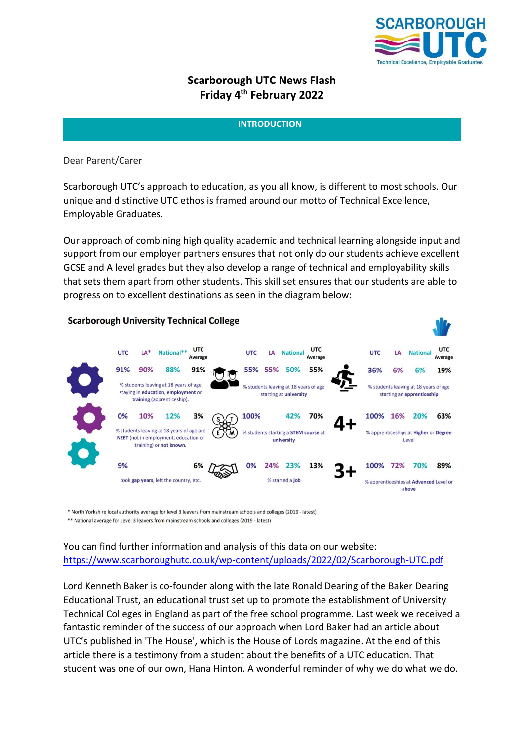# Scarborough UTC News Flash
## Friday 4th February 2022

### INTRODUCTION

Dear Parent/Carer

Scarborough UTC's approach to education, as you all know, is different to most schools. Our unique and distinctive UTC ethos is framed around our motto of Technical Excellence, Employable Graduates.

Our approach of combining high quality academic and technical learning alongside input and support from our employer partners ensures that not only do our students achieve excellent GCSE and A level grades but they also develop a range of technical and employability skills that sets them apart from other students. This skill set ensures that our students are able to progress on to excellent destinations as seen in the diagram below:

**Scarborough University Technical College**

| Measure | UTC | LA* | National** | UTC Average |
|---|---|---|---|---|
| % students leaving at 18 years of age staying in **education**, **employment** or **training** (apprenticeship). | 91% | 90% | 88% | 91% |
| % students leaving at 18 years of age are **NEET** (not in employment, education or training) or **not known**. | 0% | 10% | 12% | 3% |
| took **gap years**, left the country, etc. | 9% | | | 6% |
| % students leaving at 18 years of age starting at **university** | 55% | 55% | 50% | 55% |
| % students starting a **STEM course** at **university** | 100% | | 42% | 70% |
| % started a **job** | 0% | 24% | 23% | 13% |
| % students leaving at 18 years of age starting an **apprenticeship** | 36% | 6% | 6% | 19% |
| 4+ % apprenticeships at **Higher** or **Degree** Level | 100% | 16% | 20% | 63% |
| 3+ % apprenticeships at **Advanced** Level or above | 100% | 72% | 70% | 89% |

\* North Yorkshire local authority average for level 3 leavers from mainstream schools and colleges (2019 - latest)
\** National average for Level 3 leavers from mainstream schools and colleges (2019 - latest)

You can find further information and analysis of this data on our website:
https://www.scarboroughutc.co.uk/wp-content/uploads/2022/02/Scarborough-UTC.pdf

Lord Kenneth Baker is co-founder along with the late Ronald Dearing of the Baker Dearing Educational Trust, an educational trust set up to promote the establishment of University Technical Colleges in England as part of the free school programme. Last week we received a fantastic reminder of the success of our approach when Lord Baker had an article about UTC's published in 'The House', which is the House of Lords magazine. At the end of this article there is a testimony from a student about the benefits of a UTC education. That student was one of our own, Hana Hinton. A wonderful reminder of why we do what we do.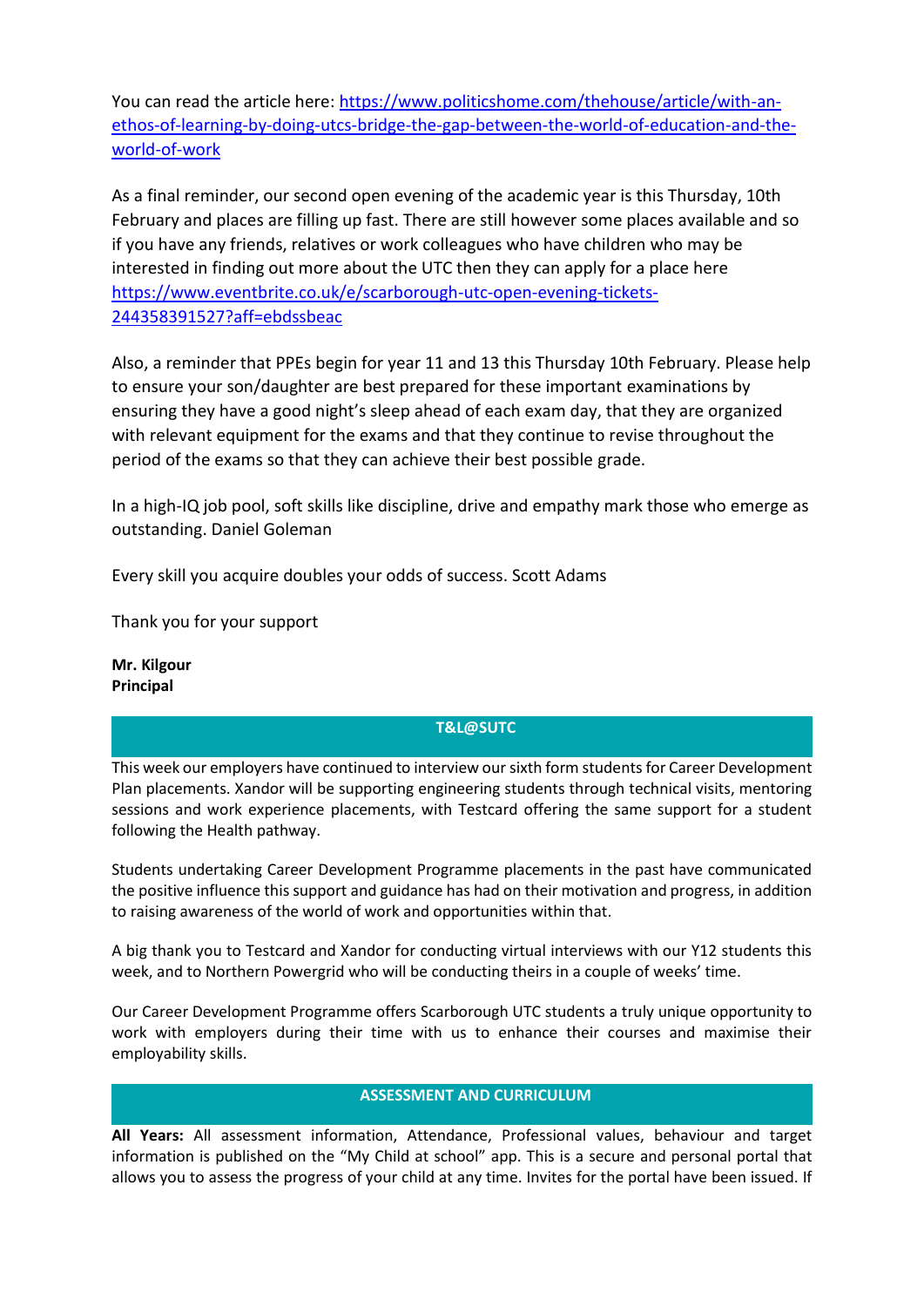You can read the article here: https://www.politicshome.com/thehouse/article/with-an-ethos-of-learning-by-doing-utcs-bridge-the-gap-between-the-world-of-education-and-the-world-of-work

As a final reminder, our second open evening of the academic year is this Thursday, 10th February and places are filling up fast. There are still however some places available and so if you have any friends, relatives or work colleagues who have children who may be interested in finding out more about the UTC then they can apply for a place here https://www.eventbrite.co.uk/e/scarborough-utc-open-evening-tickets-244358391527?aff=ebdssbeac

Also, a reminder that PPEs begin for year 11 and 13 this Thursday 10th February. Please help to ensure your son/daughter are best prepared for these important examinations by ensuring they have a good night's sleep ahead of each exam day, that they are organized with relevant equipment for the exams and that they continue to revise throughout the period of the exams so that they can achieve their best possible grade.

In a high-IQ job pool, soft skills like discipline, drive and empathy mark those who emerge as outstanding. Daniel Goleman

Every skill you acquire doubles your odds of success. Scott Adams

Thank you for your support

**Mr. Kilgour**
**Principal**

## T&L@SUTC

This week our employers have continued to interview our sixth form students for Career Development Plan placements. Xandor will be supporting engineering students through technical visits, mentoring sessions and work experience placements, with Testcard offering the same support for a student following the Health pathway.

Students undertaking Career Development Programme placements in the past have communicated the positive influence this support and guidance has had on their motivation and progress, in addition to raising awareness of the world of work and opportunities within that.

A big thank you to Testcard and Xandor for conducting virtual interviews with our Y12 students this week, and to Northern Powergrid who will be conducting theirs in a couple of weeks' time.

Our Career Development Programme offers Scarborough UTC students a truly unique opportunity to work with employers during their time with us to enhance their courses and maximise their employability skills.

## ASSESSMENT AND CURRICULUM

**All Years:** All assessment information, Attendance, Professional values, behaviour and target information is published on the "My Child at school" app. This is a secure and personal portal that allows you to assess the progress of your child at any time. Invites for the portal have been issued. If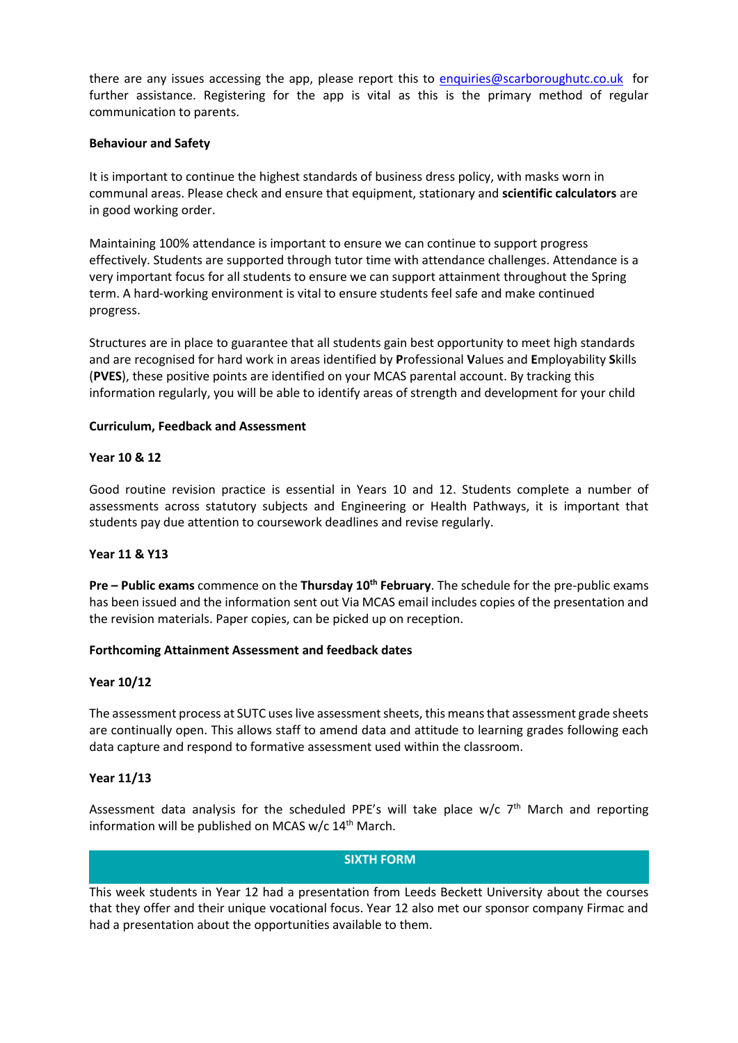there are any issues accessing the app, please report this to enquiries@scarboroughutc.co.uk for further assistance. Registering for the app is vital as this is the primary method of regular communication to parents.

**Behaviour and Safety**

It is important to continue the highest standards of business dress policy, with masks worn in communal areas. Please check and ensure that equipment, stationary and **scientific calculators** are in good working order.

Maintaining 100% attendance is important to ensure we can continue to support progress effectively. Students are supported through tutor time with attendance challenges. Attendance is a very important focus for all students to ensure we can support attainment throughout the Spring term. A hard-working environment is vital to ensure students feel safe and make continued progress.

Structures are in place to guarantee that all students gain best opportunity to meet high standards and are recognised for hard work in areas identified by **P**rofessional **V**alues and **E**mployability **S**kills (**PVES**), these positive points are identified on your MCAS parental account. By tracking this information regularly, you will be able to identify areas of strength and development for your child

**Curriculum, Feedback and Assessment**

**Year 10 & 12**

Good routine revision practice is essential in Years 10 and 12. Students complete a number of assessments across statutory subjects and Engineering or Health Pathways, it is important that students pay due attention to coursework deadlines and revise regularly.

**Year 11 & Y13**

**Pre – Public exams** commence on the **Thursday 10th February**. The schedule for the pre-public exams has been issued and the information sent out Via MCAS email includes copies of the presentation and the revision materials. Paper copies, can be picked up on reception.

**Forthcoming Attainment Assessment and feedback dates**

**Year 10/12**

The assessment process at SUTC uses live assessment sheets, this means that assessment grade sheets are continually open. This allows staff to amend data and attitude to learning grades following each data capture and respond to formative assessment used within the classroom.

**Year 11/13**

Assessment data analysis for the scheduled PPE's will take place w/c 7th March and reporting information will be published on MCAS w/c 14th March.

## SIXTH FORM

This week students in Year 12 had a presentation from Leeds Beckett University about the courses that they offer and their unique vocational focus. Year 12 also met our sponsor company Firmac and had a presentation about the opportunities available to them.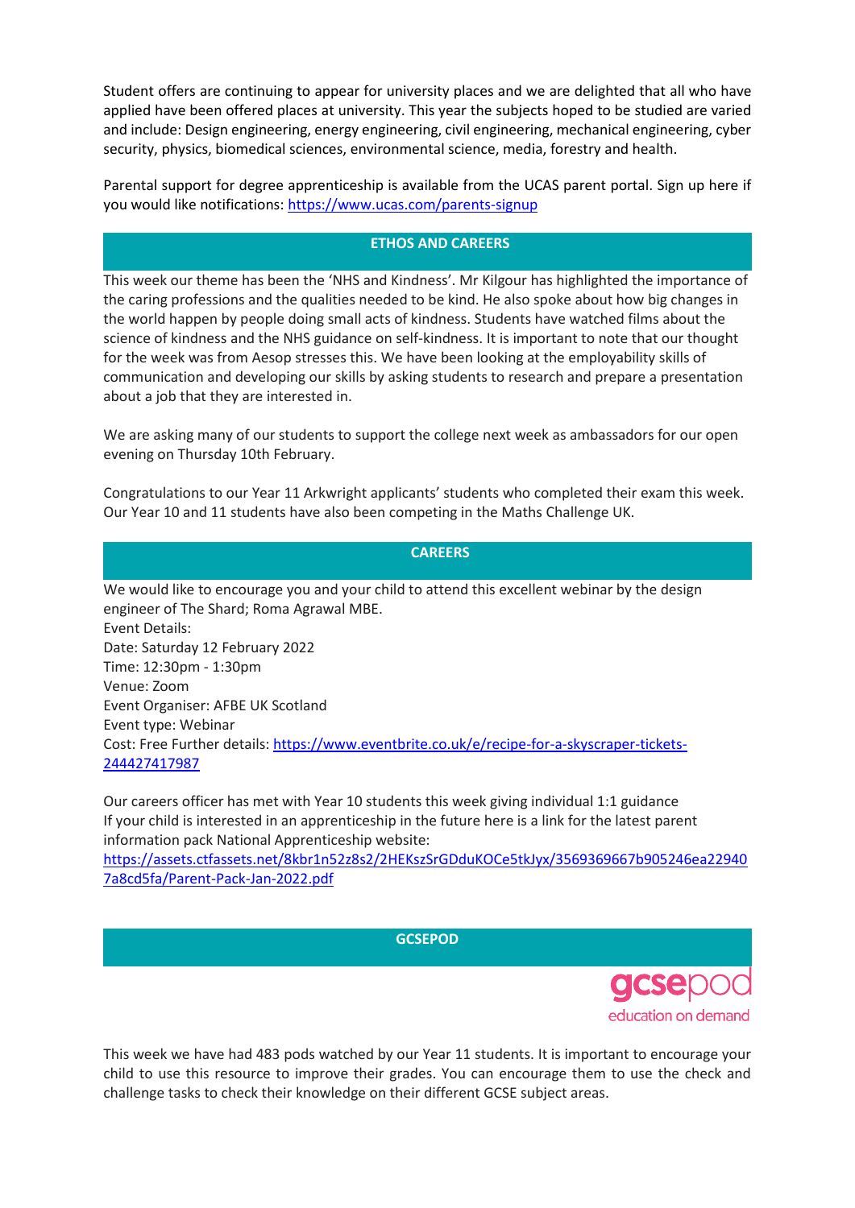Student offers are continuing to appear for university places and we are delighted that all who have applied have been offered places at university. This year the subjects hoped to be studied are varied and include: Design engineering, energy engineering, civil engineering, mechanical engineering, cyber security, physics, biomedical sciences, environmental science, media, forestry and health.

Parental support for degree apprenticeship is available from the UCAS parent portal. Sign up here if you would like notifications: https://www.ucas.com/parents-signup

## ETHOS AND CAREERS

This week our theme has been the 'NHS and Kindness'. Mr Kilgour has highlighted the importance of the caring professions and the qualities needed to be kind. He also spoke about how big changes in the world happen by people doing small acts of kindness. Students have watched films about the science of kindness and the NHS guidance on self-kindness. It is important to note that our thought for the week was from Aesop stresses this. We have been looking at the employability skills of communication and developing our skills by asking students to research and prepare a presentation about a job that they are interested in.

We are asking many of our students to support the college next week as ambassadors for our open evening on Thursday 10th February.

Congratulations to our Year 11 Arkwright applicants' students who completed their exam this week. Our Year 10 and 11 students have also been competing in the Maths Challenge UK.

## CAREERS

We would like to encourage you and your child to attend this excellent webinar by the design engineer of The Shard; Roma Agrawal MBE.
Event Details:
Date: Saturday 12 February 2022
Time: 12:30pm - 1:30pm
Venue: Zoom
Event Organiser: AFBE UK Scotland
Event type: Webinar
Cost: Free Further details: https://www.eventbrite.co.uk/e/recipe-for-a-skyscraper-tickets-244427417987

Our careers officer has met with Year 10 students this week giving individual 1:1 guidance
If your child is interested in an apprenticeship in the future here is a link for the latest parent information pack National Apprenticeship website:
https://assets.ctfassets.net/8kbr1n52z8s2/2HEKszSrGDduKOCe5tkJyx/3569369667b905246ea229407a8cd5fa/Parent-Pack-Jan-2022.pdf

## GCSEPOD

gcsepod
education on demand

This week we have had 483 pods watched by our Year 11 students. It is important to encourage your child to use this resource to improve their grades. You can encourage them to use the check and challenge tasks to check their knowledge on their different GCSE subject areas.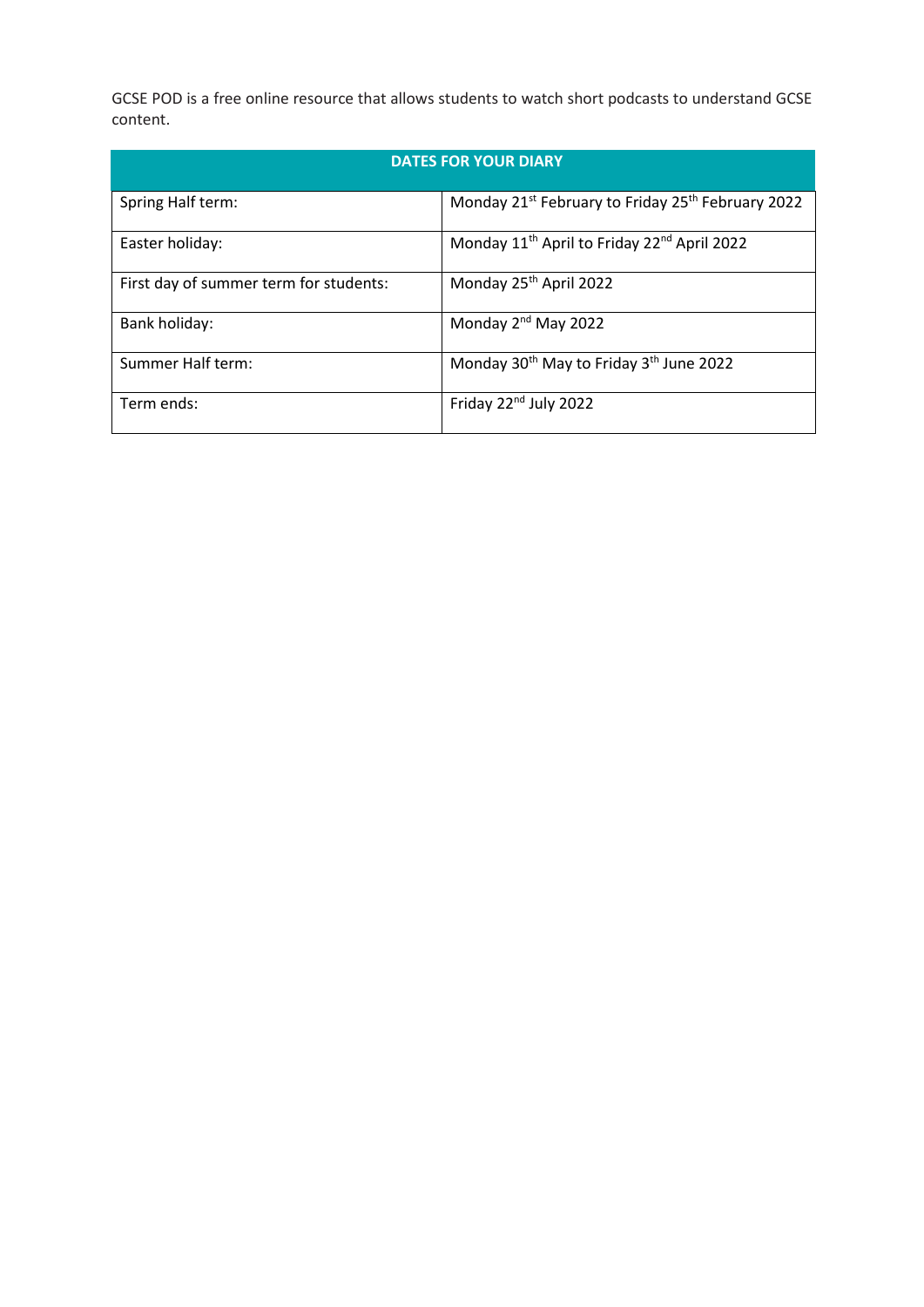GCSE POD is a free online resource that allows students to watch short podcasts to understand GCSE content.

| DATES FOR YOUR DIARY | |
|---|---|
| Spring Half term: | Monday 21st February to Friday 25th February 2022 |
| Easter holiday: | Monday 11th April to Friday 22nd April 2022 |
| First day of summer term for students: | Monday 25th April 2022 |
| Bank holiday: | Monday 2nd May 2022 |
| Summer Half term: | Monday 30th May to Friday 3th June 2022 |
| Term ends: | Friday 22nd July 2022 |